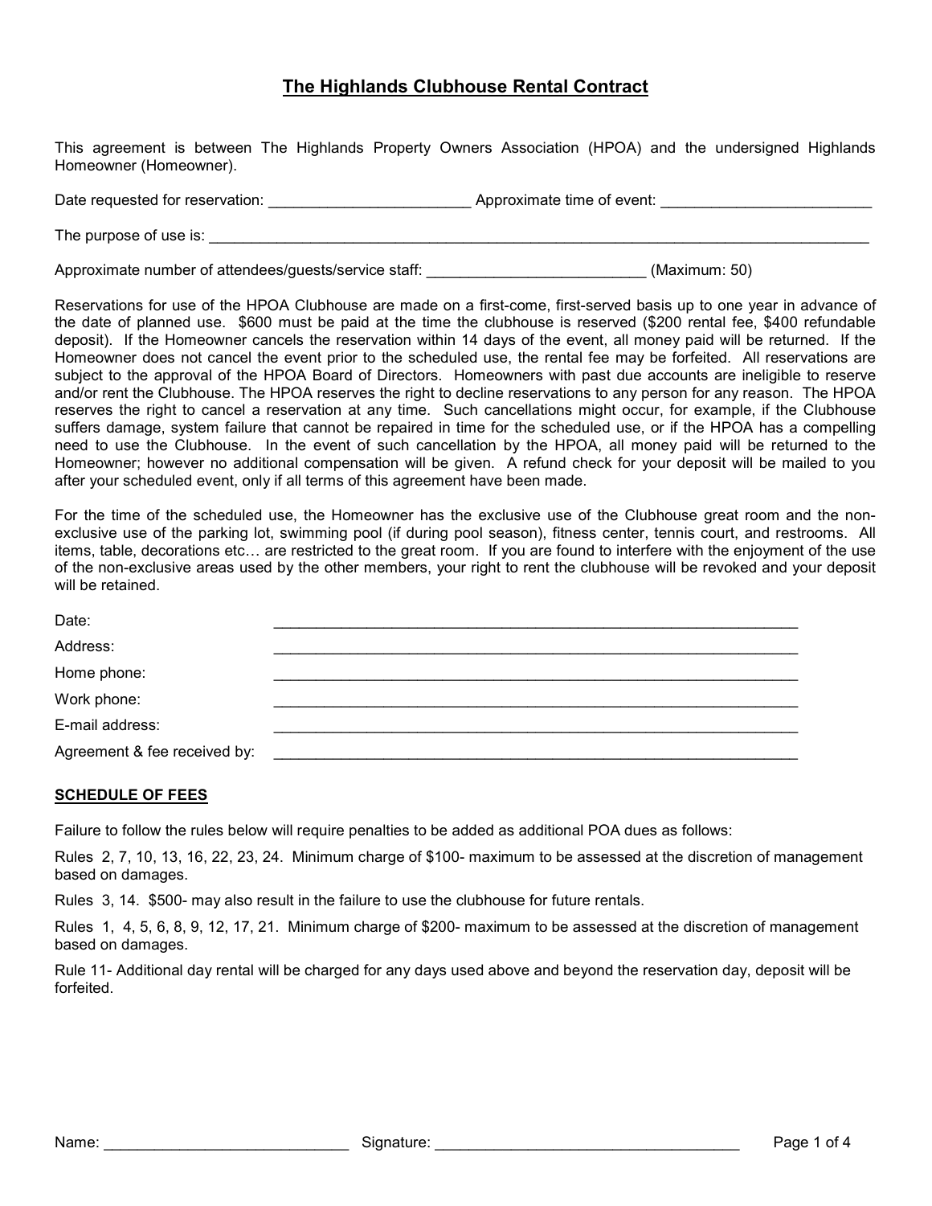# The Highlands Clubhouse Rental Contract

This agreement is between The Highlands Property Owners Association (HPOA) and the undersigned Highlands Homeowner (Homeowner).

Date requested for reservation: ________________________ Approximate time of event: _________________________

The purpose of use is: ___________________________________________________________________________________

Approximate number of attendees/guests/service staff: __________________________ (Maximum: 50)

Reservations for use of the HPOA Clubhouse are made on a first-come, first-served basis up to one year in advance of the date of planned use. $600 must be paid at the time the clubhouse is reserved ($200 rental fee, $400 refundable deposit). If the Homeowner cancels the reservation within 14 days of the event, all money paid will be returned. If the Homeowner does not cancel the event prior to the scheduled use, the rental fee may be forfeited. All reservations are subject to the approval of the HPOA Board of Directors. Homeowners with past due accounts are ineligible to reserve and/or rent the Clubhouse. The HPOA reserves the right to decline reservations to any person for any reason. The HPOA reserves the right to cancel a reservation at any time. Such cancellations might occur, for example, if the Clubhouse suffers damage, system failure that cannot be repaired in time for the scheduled use, or if the HPOA has a compelling need to use the Clubhouse. In the event of such cancellation by the HPOA, all money paid will be returned to the Homeowner; however no additional compensation will be given. A refund check for your deposit will be mailed to you after your scheduled event, only if all terms of this agreement have been made.

For the time of the scheduled use, the Homeowner has the exclusive use of the Clubhouse great room and the non-exclusive use of the parking lot, swimming pool (if during pool season), fitness center, tennis court, and restrooms. All items, table, decorations etc… are restricted to the great room. If you are found to interfere with the enjoyment of the use of the non-exclusive areas used by the other members, your right to rent the clubhouse will be revoked and your deposit will be retained.

Date: _________________________________________________________________

Address: _________________________________________________________________

Home phone: _________________________________________________________________

Work phone: _________________________________________________________________

E-mail address: _________________________________________________________________

Agreement & fee received by: _________________________________________________________________

## SCHEDULE OF FEES

Failure to follow the rules below will require penalties to be added as additional POA dues as follows:

Rules 2, 7, 10, 13, 16, 22, 23, 24. Minimum charge of $100- maximum to be assessed at the discretion of management based on damages.

Rules 3, 14. $500- may also result in the failure to use the clubhouse for future rentals.

Rules 1, 4, 5, 6, 8, 9, 12, 17, 21. Minimum charge of $200- maximum to be assessed at the discretion of management based on damages.

Rule 11- Additional day rental will be charged for any days used above and beyond the reservation day, deposit will be forfeited.

Name: _____________________________ Signature: ____________________________________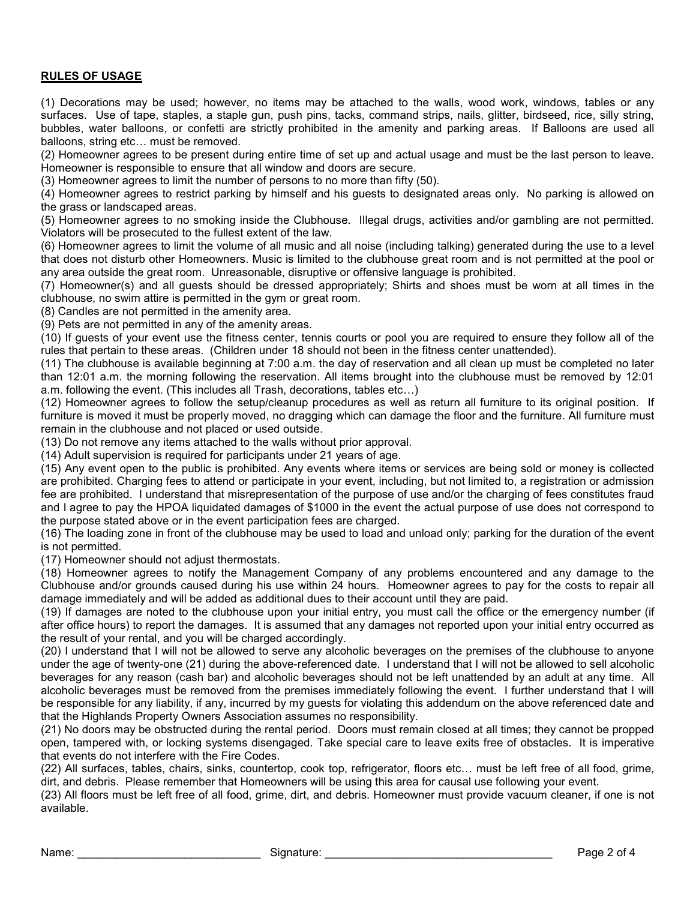## RULES OF USAGE

(1) Decorations may be used; however, no items may be attached to the walls, wood work, windows, tables or any surfaces. Use of tape, staples, a staple gun, push pins, tacks, command strips, nails, glitter, birdseed, rice, silly string, bubbles, water balloons, or confetti are strictly prohibited in the amenity and parking areas. If Balloons are used all balloons, string etc… must be removed.

(2) Homeowner agrees to be present during entire time of set up and actual usage and must be the last person to leave. Homeowner is responsible to ensure that all window and doors are secure.

(3) Homeowner agrees to limit the number of persons to no more than fifty (50).

(4) Homeowner agrees to restrict parking by himself and his guests to designated areas only. No parking is allowed on the grass or landscaped areas.

(5) Homeowner agrees to no smoking inside the Clubhouse. Illegal drugs, activities and/or gambling are not permitted. Violators will be prosecuted to the fullest extent of the law.

(6) Homeowner agrees to limit the volume of all music and all noise (including talking) generated during the use to a level that does not disturb other Homeowners. Music is limited to the clubhouse great room and is not permitted at the pool or any area outside the great room. Unreasonable, disruptive or offensive language is prohibited.

(7) Homeowner(s) and all guests should be dressed appropriately; Shirts and shoes must be worn at all times in the clubhouse, no swim attire is permitted in the gym or great room.

(8) Candles are not permitted in the amenity area.

(9) Pets are not permitted in any of the amenity areas.

(10) If guests of your event use the fitness center, tennis courts or pool you are required to ensure they follow all of the rules that pertain to these areas. (Children under 18 should not been in the fitness center unattended).

(11) The clubhouse is available beginning at 7:00 a.m. the day of reservation and all clean up must be completed no later than 12:01 a.m. the morning following the reservation. All items brought into the clubhouse must be removed by 12:01 a.m. following the event. (This includes all Trash, decorations, tables etc…)

(12) Homeowner agrees to follow the setup/cleanup procedures as well as return all furniture to its original position. If furniture is moved it must be properly moved, no dragging which can damage the floor and the furniture. All furniture must remain in the clubhouse and not placed or used outside.

(13) Do not remove any items attached to the walls without prior approval.

(14) Adult supervision is required for participants under 21 years of age.

(15) Any event open to the public is prohibited. Any events where items or services are being sold or money is collected are prohibited. Charging fees to attend or participate in your event, including, but not limited to, a registration or admission fee are prohibited. I understand that misrepresentation of the purpose of use and/or the charging of fees constitutes fraud and I agree to pay the HPOA liquidated damages of $1000 in the event the actual purpose of use does not correspond to the purpose stated above or in the event participation fees are charged.

(16) The loading zone in front of the clubhouse may be used to load and unload only; parking for the duration of the event is not permitted.

(17) Homeowner should not adjust thermostats.

(18) Homeowner agrees to notify the Management Company of any problems encountered and any damage to the Clubhouse and/or grounds caused during his use within 24 hours. Homeowner agrees to pay for the costs to repair all damage immediately and will be added as additional dues to their account until they are paid.

(19) If damages are noted to the clubhouse upon your initial entry, you must call the office or the emergency number (if after office hours) to report the damages. It is assumed that any damages not reported upon your initial entry occurred as the result of your rental, and you will be charged accordingly.

(20) I understand that I will not be allowed to serve any alcoholic beverages on the premises of the clubhouse to anyone under the age of twenty-one (21) during the above-referenced date. I understand that I will not be allowed to sell alcoholic beverages for any reason (cash bar) and alcoholic beverages should not be left unattended by an adult at any time. All alcoholic beverages must be removed from the premises immediately following the event. I further understand that I will be responsible for any liability, if any, incurred by my guests for violating this addendum on the above referenced date and that the Highlands Property Owners Association assumes no responsibility.

(21) No doors may be obstructed during the rental period. Doors must remain closed at all times; they cannot be propped open, tampered with, or locking systems disengaged. Take special care to leave exits free of obstacles. It is imperative that events do not interfere with the Fire Codes.

(22) All surfaces, tables, chairs, sinks, countertop, cook top, refrigerator, floors etc… must be left free of all food, grime, dirt, and debris. Please remember that Homeowners will be using this area for causal use following your event.

(23) All floors must be left free of all food, grime, dirt, and debris. Homeowner must provide vacuum cleaner, if one is not available.

Name: ______________________________ Signature: ______________________________________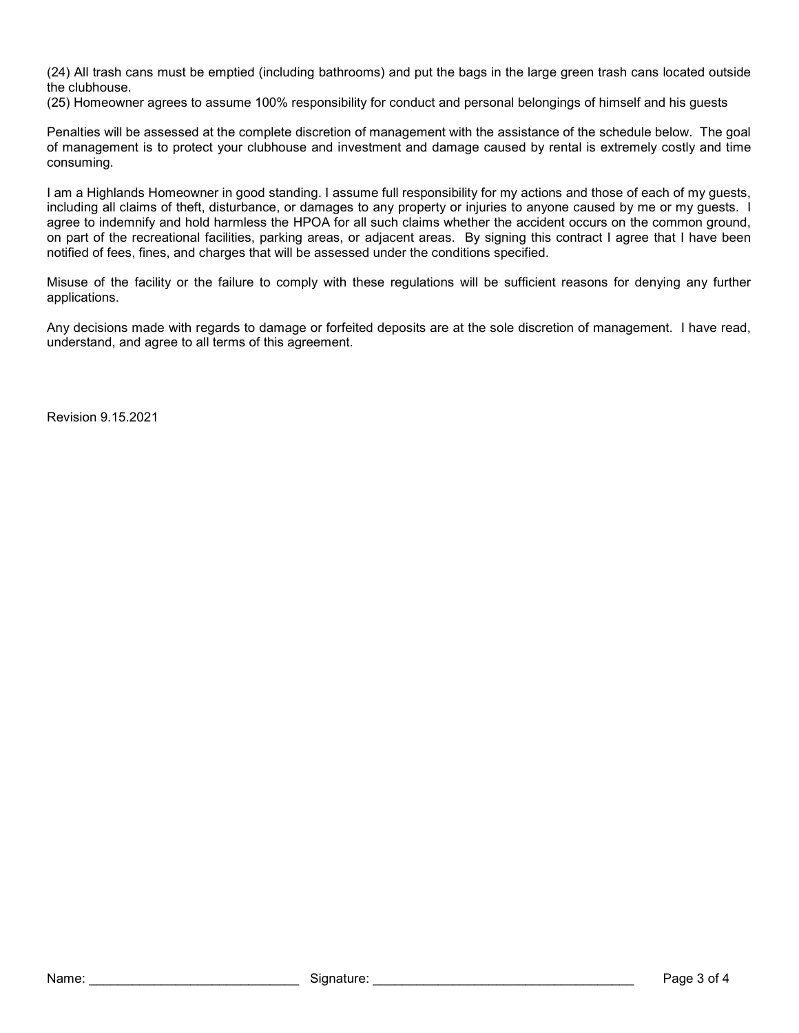(24) All trash cans must be emptied (including bathrooms) and put the bags in the large green trash cans located outside the clubhouse.
(25) Homeowner agrees to assume 100% responsibility for conduct and personal belongings of himself and his guests

Penalties will be assessed at the complete discretion of management with the assistance of the schedule below. The goal of management is to protect your clubhouse and investment and damage caused by rental is extremely costly and time consuming.

I am a Highlands Homeowner in good standing. I assume full responsibility for my actions and those of each of my guests, including all claims of theft, disturbance, or damages to any property or injuries to anyone caused by me or my guests. I agree to indemnify and hold harmless the HPOA for all such claims whether the accident occurs on the common ground, on part of the recreational facilities, parking areas, or adjacent areas. By signing this contract I agree that I have been notified of fees, fines, and charges that will be assessed under the conditions specified.

Misuse of the facility or the failure to comply with these regulations will be sufficient reasons for denying any further applications.

Any decisions made with regards to damage or forfeited deposits are at the sole discretion of management. I have read, understand, and agree to all terms of this agreement.

Revision 9.15.2021

Name: ____________________________ Signature: ____________________________________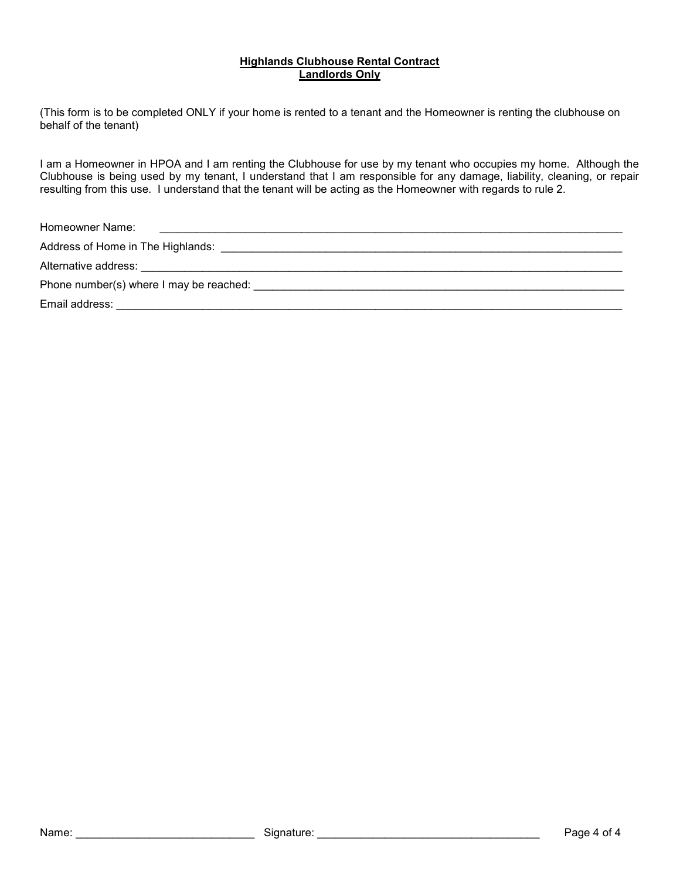**Highlands Clubhouse Rental Contract**
**Landlords Only**

(This form is to be completed ONLY if your home is rented to a tenant and the Homeowner is renting the clubhouse on behalf of the tenant)

I am a Homeowner in HPOA and I am renting the Clubhouse for use by my tenant who occupies my home. Although the Clubhouse is being used by my tenant, I understand that I am responsible for any damage, liability, cleaning, or repair resulting from this use. I understand that the tenant will be acting as the Homeowner with regards to rule 2.

Homeowner Name: ________________________________________________________________________________

Address of Home in The Highlands: ______________________________________________________________

Alternative address: ________________________________________________________________________

Phone number(s) where I may be reached: ________________________________________________________

Email address: ______________________________________________________________________________

Name: ____________________________ Signature: ___________________________________